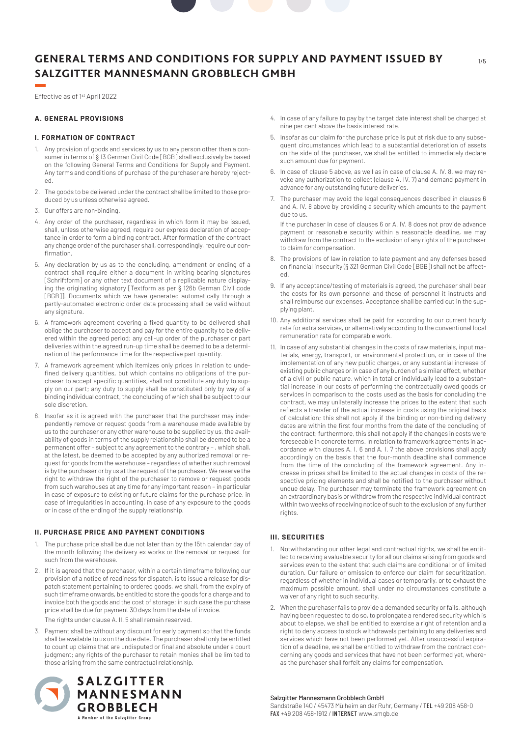# GENERAL TERMS AND CONDITIONS FOR SUPPLY AND PAYMENT ISSUED BY SALZGITTER MANNESMANN GROBBLECH GMBH

Effective as of 1st April 2022

## A. GENERAL PROVISIONS

### I. FORMATION OF CONTRACT

1. Any provision of goods and services by us to any person other than a consumer in terms of § 13 German Civil Code [BGB] shall exclusively be based on the following General Terms and Conditions for Supply and Payment. Any terms and conditions of purchase of the purchaser are hereby rejected.
2. The goods to be delivered under the contract shall be limited to those produced by us unless otherwise agreed.
3. Our offers are non-binding.
4. Any order of the purchaser, regardless in which form it may be issued, shall, unless otherwise agreed, require our express declaration of acceptance in order to form a binding contract. After formation of the contract any change order of the purchaser shall, correspondingly, require our confirmation.
5. Any declaration by us as to the concluding, amendment or ending of a contract shall require either a document in writing bearing signatures [Schriftform] or any other text document of a replicable nature displaying the originating signatory [Textform as per § 126b German Civil code [BGB]]. Documents which we have generated automatically through a partly-automated electronic order data processing shall be valid without any signature.
6. A framework agreement covering a fixed quantity to be delivered shall oblige the purchaser to accept and pay for the entire quantity to be delivered within the agreed period; any call-up order of the purchaser or part deliveries within the agreed run-up time shall be deemed to be a determination of the performance time for the respective part quantity.
7. A framework agreement which itemizes only prices in relation to undefined delivery quantities, but which contains no obligations of the purchaser to accept specific quantities, shall not constitute any duty to supply on our part; any duty to supply shall be constituted only by way of a binding individual contract, the concluding of which shall be subject to our sole discretion.
8. Insofar as it is agreed with the purchaser that the purchaser may independently remove or request goods from a warehouse made available by us to the purchaser or any other warehouse to be supplied by us, the availability of goods in terms of the supply relationship shall be deemed to be a permanent offer – subject to any agreement to the contrary – , which shall, at the latest, be deemed to be accepted by any authorized removal or request for goods from the warehouse – regardless of whether such removal is by the purchaser or by us at the request of the purchaser. We reserve the right to withdraw the right of the purchaser to remove or request goods from such warehouses at any time for any important reason – in particular in case of exposure to existing or future claims for the purchase price, in case of irregularities in accounting, in case of any exposure to the goods or in case of the ending of the supply relationship.

### II. PURCHASE PRICE AND PAYMENT CONDITIONS

1. The purchase price shall be due not later than by the 15th calendar day of the month following the delivery ex works or the removal or request for such from the warehouse.
2. If it is agreed that the purchaser, within a certain timeframe following our provision of a notice of readiness for dispatch, is to issue a release for dispatch statement pertaining to ordered goods, we shall, from the expiry of such timeframe onwards, be entitled to store the goods for a charge and to invoice both the goods and the cost of storage; in such case the purchase price shall be due for payment 30 days from the date of invoice.

   The rights under clause A. II. 5 shall remain reserved.
3. Payment shall be without any discount for early payment so that the funds shall be available to us on the due date. The purchaser shall only be entitled to count up claims that are undisputed or final and absolute under a court judgment; any rights of the purchaser to retain monies shall be limited to those arising from the same contractual relationship.
4. In case of any failure to pay by the target date interest shall be charged at nine per cent above the basis interest rate.
5. Insofar as our claim for the purchase price is put at risk due to any subsequent circumstances which lead to a substantial deterioration of assets on the side of the purchaser, we shall be entitled to immediately declare such amount due for payment.
6. In case of clause 5 above, as well as in case of clause A. IV. 8, we may revoke any authorization to collect (clause A. IV. 7) and demand payment in advance for any outstanding future deliveries.
7. The purchaser may avoid the legal consequences described in clauses 6 and A. IV. 8 above by providing a security which amounts to the payment due to us.

   If the purchaser in case of clauses 6 or A. IV. 8 does not provide advance payment or reasonable security within a reasonable deadline, we may withdraw from the contract to the exclusion of any rights of the purchaser to claim for compensation.
8. The provisions of law in relation to late payment and any defenses based on financial insecurity (§ 321 German Civil Code [BGB]) shall not be affected.
9. If any acceptance/testing of materials is agreed, the purchaser shall bear the costs for its own personnel and those of personnel it instructs and shall reimburse our expenses. Acceptance shall be carried out in the supplying plant.
10. Any additional services shall be paid for according to our current hourly rate for extra services, or alternatively according to the conventional local remuneration rate for comparable work.
11. In case of any substantial changes in the costs of raw materials, input materials, energy, transport, or environmental protection, or in case of the implementation of any new public charges, or any substantial increase of existing public charges or in case of any burden of a similar effect, whether of a civil or public nature, which in total or individually lead to a substantial increase in our costs of performing the contractually owed goods or services in comparison to the costs used as the basis for concluding the contract, we may unilaterally increase the prices to the extent that such reflects a transfer of the actual increase in costs using the original basis of calculation; this shall not apply if the binding or non-binding delivery dates are within the first four months from the date of the concluding of the contract; furthermore, this shall not apply if the changes in costs were foreseeable in concrete terms. In relation to framework agreements in accordance with clauses A. I. 6 and A. I. 7 the above provisions shall apply accordingly on the basis that the four-month deadline shall commence from the time of the concluding of the framework agreement. Any increase in prices shall be limited to the actual changes in costs of the respective pricing elements and shall be notified to the purchaser without undue delay. The purchaser may terminate the framework agreement on an extraordinary basis or withdraw from the respective individual contract within two weeks of receiving notice of such to the exclusion of any further rights.

### III. SECURITIES

1. Notwithstanding our other legal and contractual rights, we shall be entitled to receiving a valuable security for all our claims arising from goods and services even to the extent that such claims are conditional or of limited duration. Our failure or omission to enforce our claim for securitization, regardless of whether in individual cases or temporarily, or to exhaust the maximum possible amount, shall under no circumstances constitute a waiver of any right to such security.
2. When the purchaser fails to provide a demanded security or fails, although having been requested to do so, to prolongate a rendered security which is about to elapse, we shall be entitled to exercise a right of retention and a right to deny access to stock withdrawals pertaining to any deliveries and services which have not been performed yet. After unsuccessful expiration of a deadline, we shall be entitled to withdraw from the contract concerning any goods and services that have not been performed yet, whereas the purchaser shall forfeit any claims for compensation.

SALZGITTER MANNESMANN GROBBLECH
A Member of the Salzgitter Group

Salzgitter Mannesmann Grobblech GmbH
Sandstraße 140 / 45473 Mülheim an der Ruhr, Germany / TEL +49 208 458-0
FAX +49 208 458-1912 / INTERNET www.smgb.de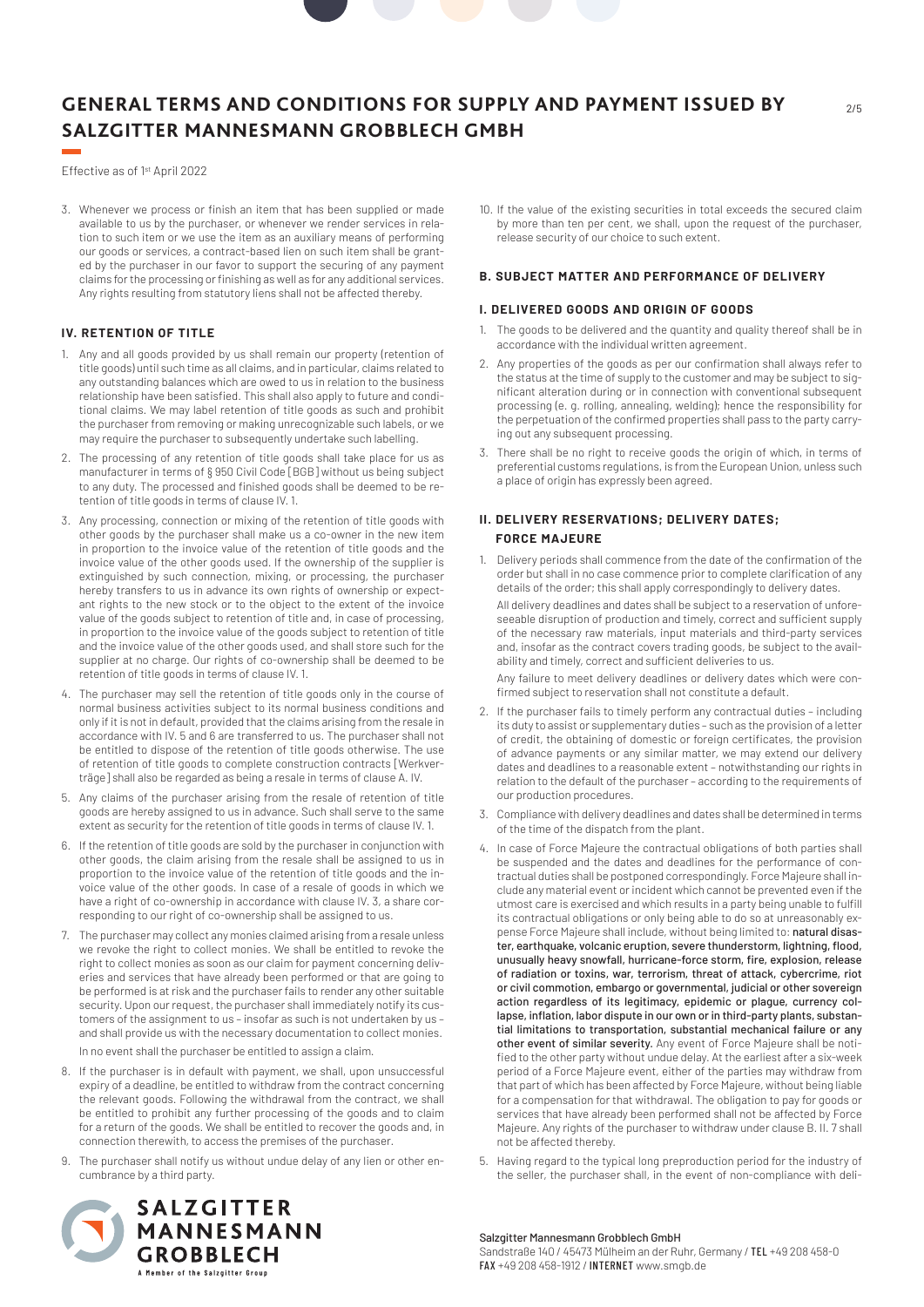# GENERAL TERMS AND CONDITIONS FOR SUPPLY AND PAYMENT ISSUED BY SALZGITTER MANNESMANN GROBBLECH GMBH

Effective as of 1st April 2022

3. Whenever we process or finish an item that has been supplied or made available to us by the purchaser, or whenever we render services in relation to such item or we use the item as an auxiliary means of performing our goods or services, a contract-based lien on such item shall be granted by the purchaser in our favor to support the securing of any payment claims for the processing or finishing as well as for any additional services. Any rights resulting from statutory liens shall not be affected thereby.

### IV. RETENTION OF TITLE

1. Any and all goods provided by us shall remain our property (retention of title goods) until such time as all claims, and in particular, claims related to any outstanding balances which are owed to us in relation to the business relationship have been satisfied. This shall also apply to future and conditional claims. We may label retention of title goods as such and prohibit the purchaser from removing or making unrecognizable such labels, or we may require the purchaser to subsequently undertake such labelling.
2. The processing of any retention of title goods shall take place for us as manufacturer in terms of § 950 Civil Code [BGB] without us being subject to any duty. The processed and finished goods shall be deemed to be retention of title goods in terms of clause IV. 1.
3. Any processing, connection or mixing of the retention of title goods with other goods by the purchaser shall make us a co-owner in the new item in proportion to the invoice value of the retention of title goods and the invoice value of the other goods used. If the ownership of the supplier is extinguished by such connection, mixing, or processing, the purchaser hereby transfers to us in advance its own rights of ownership or expectant rights to the new stock or to the object to the extent of the invoice value of the goods subject to retention of title and, in case of processing, in proportion to the invoice value of the goods subject to retention of title and the invoice value of the other goods used, and shall store such for the supplier at no charge. Our rights of co-ownership shall be deemed to be retention of title goods in terms of clause IV. 1.
4. The purchaser may sell the retention of title goods only in the course of normal business activities subject to its normal business conditions and only if it is not in default, provided that the claims arising from the resale in accordance with IV. 5 and 6 are transferred to us. The purchaser shall not be entitled to dispose of the retention of title goods otherwise. The use of retention of title goods to complete construction contracts [Werkverträge] shall also be regarded as being a resale in terms of clause A. IV.
5. Any claims of the purchaser arising from the resale of retention of title goods are hereby assigned to us in advance. Such shall serve to the same extent as security for the retention of title goods in terms of clause IV. 1.
6. If the retention of title goods are sold by the purchaser in conjunction with other goods, the claim arising from the resale shall be assigned to us in proportion to the invoice value of the retention of title goods and the invoice value of the other goods. In case of a resale of goods in which we have a right of co-ownership in accordance with clause IV. 3, a share corresponding to our right of co-ownership shall be assigned to us.
7. The purchaser may collect any monies claimed arising from a resale unless we revoke the right to collect monies. We shall be entitled to revoke the right to collect monies as soon as our claim for payment concerning deliveries and services that have already been performed or that are going to be performed is at risk and the purchaser fails to render any other suitable security. Upon our request, the purchaser shall immediately notify its customers of the assignment to us – insofar as such is not undertaken by us – and shall provide us with the necessary documentation to collect monies.

   In no event shall the purchaser be entitled to assign a claim.
8. If the purchaser is in default with payment, we shall, upon unsuccessful expiry of a deadline, be entitled to withdraw from the contract concerning the relevant goods. Following the withdrawal from the contract, we shall be entitled to prohibit any further processing of the goods and to claim for a return of the goods. We shall be entitled to recover the goods and, in connection therewith, to access the premises of the purchaser.
9. The purchaser shall notify us without undue delay of any lien or other encumbrance by a third party.
10. If the value of the existing securities in total exceeds the secured claim by more than ten per cent, we shall, upon the request of the purchaser, release security of our choice to such extent.

## B. SUBJECT MATTER AND PERFORMANCE OF DELIVERY

### I. DELIVERED GOODS AND ORIGIN OF GOODS

1. The goods to be delivered and the quantity and quality thereof shall be in accordance with the individual written agreement.
2. Any properties of the goods as per our confirmation shall always refer to the status at the time of supply to the customer and may be subject to significant alteration during or in connection with conventional subsequent processing (e. g. rolling, annealing, welding); hence the responsibility for the perpetuation of the confirmed properties shall pass to the party carrying out any subsequent processing.
3. There shall be no right to receive goods the origin of which, in terms of preferential customs regulations, is from the European Union, unless such a place of origin has expressly been agreed.

### II. DELIVERY RESERVATIONS; DELIVERY DATES; FORCE MAJEURE

1. Delivery periods shall commence from the date of the confirmation of the order but shall in no case commence prior to complete clarification of any details of the order; this shall apply correspondingly to delivery dates.

   All delivery deadlines and dates shall be subject to a reservation of unforeseeable disruption of production and timely, correct and sufficient supply of the necessary raw materials, input materials and third-party services and, insofar as the contract covers trading goods, be subject to the availability and timely, correct and sufficient deliveries to us.

   Any failure to meet delivery deadlines or delivery dates which were confirmed subject to reservation shall not constitute a default.
2. If the purchaser fails to timely perform any contractual duties – including its duty to assist or supplementary duties – such as the provision of a letter of credit, the obtaining of domestic or foreign certificates, the provision of advance payments or any similar matter, we may extend our delivery dates and deadlines to a reasonable extent – notwithstanding our rights in relation to the default of the purchaser – according to the requirements of our production procedures.
3. Compliance with delivery deadlines and dates shall be determined in terms of the time of the dispatch from the plant.
4. In case of Force Majeure the contractual obligations of both parties shall be suspended and the dates and deadlines for the performance of contractual duties shall be postponed correspondingly. Force Majeure shall include any material event or incident which cannot be prevented even if the utmost care is exercised and which results in a party being unable to fulfill its contractual obligations or only being able to do so at unreasonably expense Force Majeure shall include, without being limited to: **natural disaster, earthquake, volcanic eruption, severe thunderstorm, lightning, flood, unusually heavy snowfall, hurricane-force storm, fire, explosion, release of radiation or toxins, war, terrorism, threat of attack, cybercrime, riot or civil commotion, embargo or governmental, judicial or other sovereign action regardless of its legitimacy, epidemic or plague, currency collapse, inflation, labor dispute in our own or in third-party plants, substantial limitations to transportation, substantial mechanical failure or any other event of similar severity.** Any event of Force Majeure shall be notified to the other party without undue delay. At the earliest after a six-week period of a Force Majeure event, either of the parties may withdraw from that part of which has been affected by Force Majeure, without being liable for a compensation for that withdrawal. The obligation to pay for goods or services that have already been performed shall not be affected by Force Majeure. Any rights of the purchaser to withdraw under clause B. II. 7 shall not be affected thereby.
5. Having regard to the typical long preproduction period for the industry of the seller, the purchaser shall, in the event of non-compliance with deli-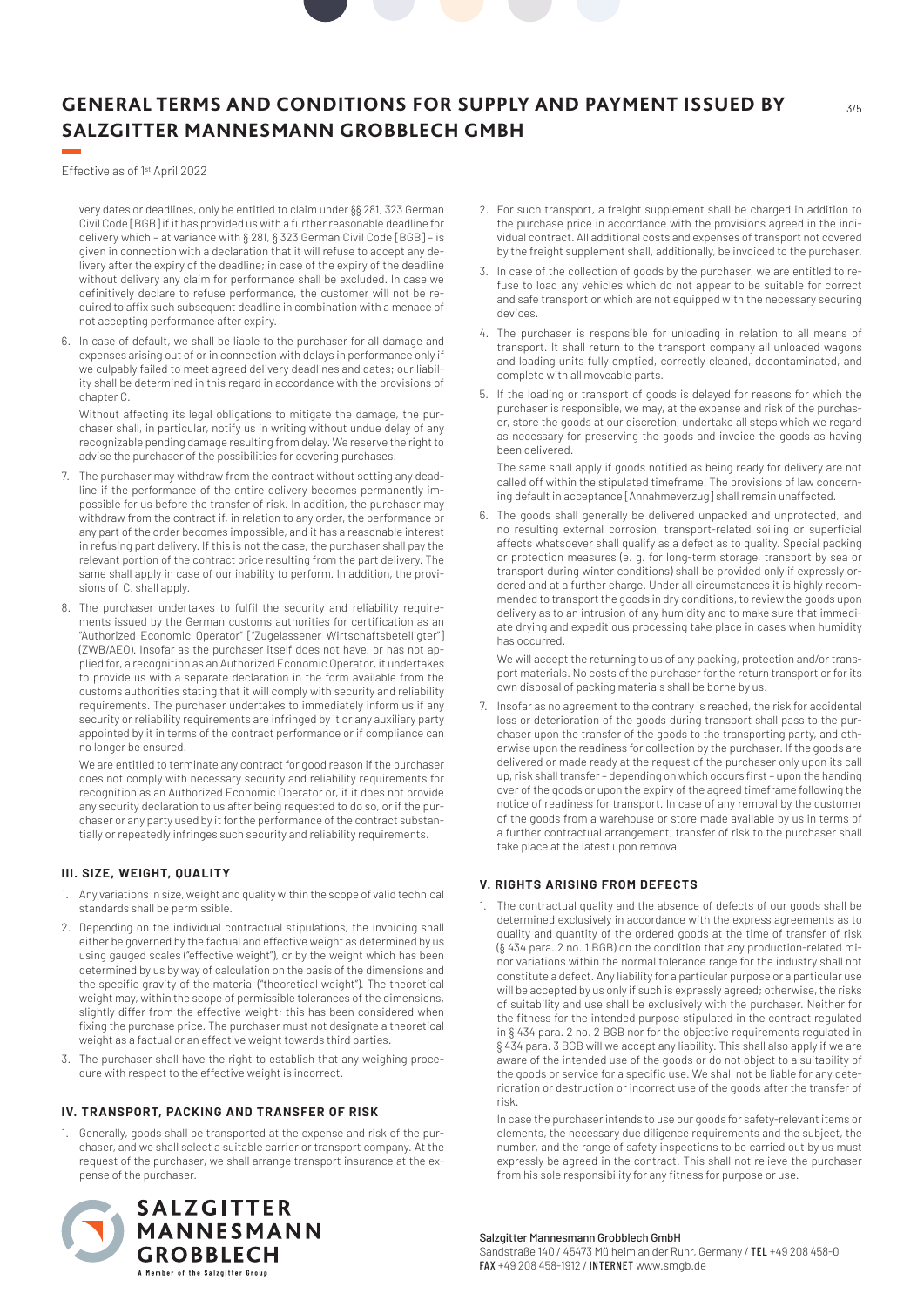very dates or deadlines, only be entitled to claim under §§ 281, 323 German Civil Code [BGB] if it has provided us with a further reasonable deadline for delivery which – at variance with § 281, § 323 German Civil Code [BGB] – is given in connection with a declaration that it will refuse to accept any delivery after the expiry of the deadline; in case of the expiry of the deadline without delivery any claim for performance shall be excluded. In case we definitively declare to refuse performance, the customer will not be required to affix such subsequent deadline in combination with a menace of not accepting performance after expiry.

6. In case of default, we shall be liable to the purchaser for all damage and expenses arising out of or in connection with delays in performance only if we culpably failed to meet agreed delivery deadlines and dates; our liability shall be determined in this regard in accordance with the provisions of chapter C.

   Without affecting its legal obligations to mitigate the damage, the purchaser shall, in particular, notify us in writing without undue delay of any recognizable pending damage resulting from delay. We reserve the right to advise the purchaser of the possibilities for covering purchases.

7. The purchaser may withdraw from the contract without setting any deadline if the performance of the entire delivery becomes permanently impossible for us before the transfer of risk. In addition, the purchaser may withdraw from the contract if, in relation to any order, the performance or any part of the order becomes impossible, and it has a reasonable interest in refusing part delivery. If this is not the case, the purchaser shall pay the relevant portion of the contract price resulting from the part delivery. The same shall apply in case of our inability to perform. In addition, the provisions of C. shall apply.

8. The purchaser undertakes to fulfil the security and reliability requirements issued by the German customs authorities for certification as an "Authorized Economic Operator" ["Zugelassener Wirtschaftsbeteiligter"] (ZWB/AEO). Insofar as the purchaser itself does not have, or has not applied for, a recognition as an Authorized Economic Operator, it undertakes to provide us with a separate declaration in the form available from the customs authorities stating that it will comply with security and reliability requirements. The purchaser undertakes to immediately inform us if any security or reliability requirements are infringed by it or any auxiliary party appointed by it in terms of the contract performance or if compliance can no longer be ensured.

   We are entitled to terminate any contract for good reason if the purchaser does not comply with necessary security and reliability requirements for recognition as an Authorized Economic Operator or, if it does not provide any security declaration to us after being requested to do so, or if the purchaser or any party used by it for the performance of the contract substantially or repeatedly infringes such security and reliability requirements.

### III. SIZE, WEIGHT, QUALITY

1. Any variations in size, weight and quality within the scope of valid technical standards shall be permissible.
2. Depending on the individual contractual stipulations, the invoicing shall either be governed by the factual and effective weight as determined by us using gauged scales ("effective weight"), or by the weight which has been determined by us by way of calculation on the basis of the dimensions and the specific gravity of the material ("theoretical weight"). The theoretical weight may, within the scope of permissible tolerances of the dimensions, slightly differ from the effective weight; this has been considered when fixing the purchase price. The purchaser must not designate a theoretical weight as a factual or an effective weight towards third parties.
3. The purchaser shall have the right to establish that any weighing procedure with respect to the effective weight is incorrect.

### IV. TRANSPORT, PACKING AND TRANSFER OF RISK

1. Generally, goods shall be transported at the expense and risk of the purchaser, and we shall select a suitable carrier or transport company. At the request of the purchaser, we shall arrange transport insurance at the expense of the purchaser.
2. For such transport, a freight supplement shall be charged in addition to the purchase price in accordance with the provisions agreed in the individual contract. All additional costs and expenses of transport not covered by the freight supplement shall, additionally, be invoiced to the purchaser.
3. In case of the collection of goods by the purchaser, we are entitled to refuse to load any vehicles which do not appear to be suitable for correct and safe transport or which are not equipped with the necessary securing devices.
4. The purchaser is responsible for unloading in relation to all means of transport. It shall return to the transport company all unloaded wagons and loading units fully emptied, correctly cleaned, decontaminated, and complete with all moveable parts.
5. If the loading or transport of goods is delayed for reasons for which the purchaser is responsible, we may, at the expense and risk of the purchaser, store the goods at our discretion, undertake all steps which we regard as necessary for preserving the goods and invoice the goods as having been delivered.

   The same shall apply if goods notified as being ready for delivery are not called off within the stipulated timeframe. The provisions of law concerning default in acceptance [Annahmeverzug] shall remain unaffected.

6. The goods shall generally be delivered unpacked and unprotected, and no resulting external corrosion, transport-related soiling or superficial affects whatsoever shall qualify as a defect as to quality. Special packing or protection measures (e. g. for long-term storage, transport by sea or transport during winter conditions) shall be provided only if expressly ordered and at a further charge. Under all circumstances it is highly recommended to transport the goods in dry conditions, to review the goods upon delivery as to an intrusion of any humidity and to make sure that immediate drying and expeditious processing take place in cases when humidity has occurred.

   We will accept the returning to us of any packing, protection and/or transport materials. No costs of the purchaser for the return transport or for its own disposal of packing materials shall be borne by us.

7. Insofar as no agreement to the contrary is reached, the risk for accidental loss or deterioration of the goods during transport shall pass to the purchaser upon the transfer of the goods to the transporting party, and otherwise upon the readiness for collection by the purchaser. If the goods are delivered or made ready at the request of the purchaser only upon its call up, risk shall transfer – depending on which occurs first – upon the handing over of the goods or upon the expiry of the agreed timeframe following the notice of readiness for transport. In case of any removal by the customer of the goods from a warehouse or store made available by us in terms of a further contractual arrangement, transfer of risk to the purchaser shall take place at the latest upon removal

### V. RIGHTS ARISING FROM DEFECTS

1. The contractual quality and the absence of defects of our goods shall be determined exclusively in accordance with the express agreements as to quality and quantity of the ordered goods at the time of transfer of risk (§ 434 para. 2 no. 1 BGB) on the condition that any production-related minor variations within the normal tolerance range for the industry shall not constitute a defect. Any liability for a particular purpose or a particular use will be accepted by us only if such is expressly agreed; otherwise, the risks of suitability and use shall be exclusively with the purchaser. Neither for the fitness for the intended purpose stipulated in the contract regulated in § 434 para. 2 no. 2 BGB nor for the objective requirements regulated in § 434 para. 3 BGB will we accept any liability. This shall also apply if we are aware of the intended use of the goods or do not object to a suitability of the goods or service for a specific use. We shall not be liable for any deterioration or destruction or incorrect use of the goods after the transfer of risk.

   In case the purchaser intends to use our goods for safety-relevant items or elements, the necessary due diligence requirements and the subject, the number, and the range of safety inspections to be carried out by us must expressly be agreed in the contract. This shall not relieve the purchaser from his sole responsibility for any fitness for purpose or use.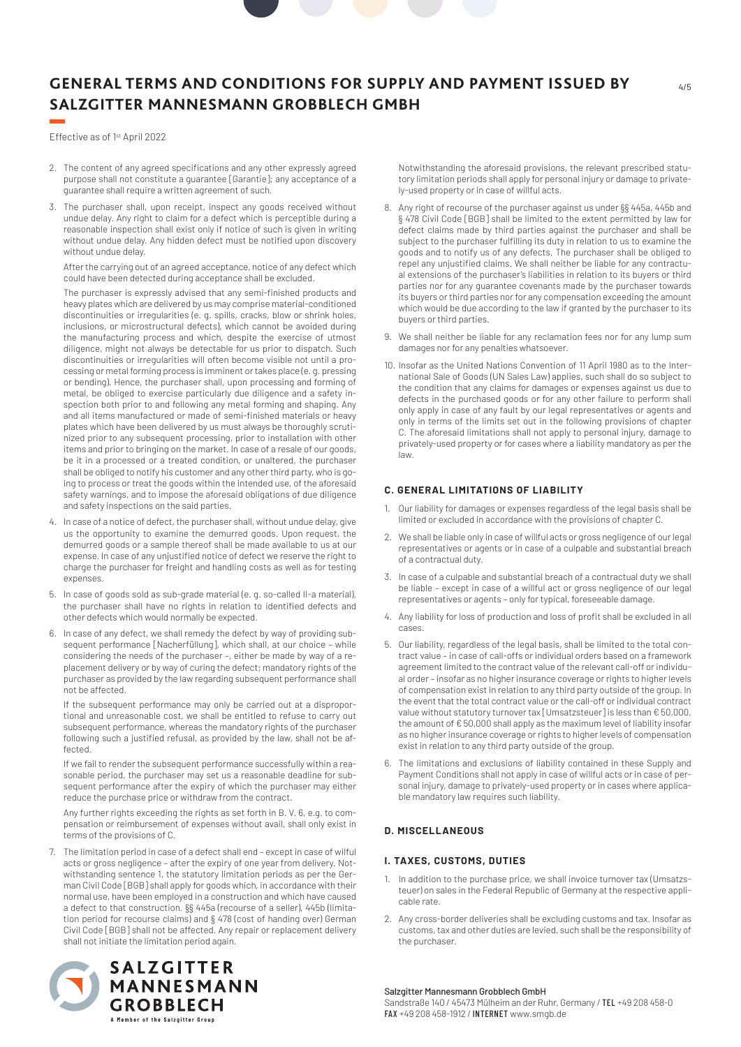2. The content of any agreed specifications and any other expressly agreed purpose shall not constitute a guarantee [Garantie]; any acceptance of a guarantee shall require a written agreement of such.

3. The purchaser shall, upon receipt, inspect any goods received without undue delay. Any right to claim for a defect which is perceptible during a reasonable inspection shall exist only if notice of such is given in writing without undue delay. Any hidden defect must be notified upon discovery without undue delay.

   After the carrying out of an agreed acceptance, notice of any defect which could have been detected during acceptance shall be excluded.

   The purchaser is expressly advised that any semi-finished products and heavy plates which are delivered by us may comprise material-conditioned discontinuities or irregularities (e. g. spills, cracks, blow or shrink holes, inclusions, or microstructural defects), which cannot be avoided during the manufacturing process and which, despite the exercise of utmost diligence, might not always be detectable for us prior to dispatch. Such discontinuities or irregularities will often become visible not until a processing or metal forming process is imminent or takes place (e. g. pressing or bending). Hence, the purchaser shall, upon processing and forming of metal, be obliged to exercise particularly due diligence and a safety inspection both prior to and following any metal forming and shaping. Any and all items manufactured or made of semi-finished materials or heavy plates which have been delivered by us must always be thoroughly scrutinized prior to any subsequent processing, prior to installation with other items and prior to bringing on the market. In case of a resale of our goods, be it in a processed or a treated condition, or unaltered, the purchaser shall be obliged to notify his customer and any other third party, who is going to process or treat the goods within the intended use, of the aforesaid safety warnings, and to impose the aforesaid obligations of due diligence and safety inspections on the said parties.

4. In case of a notice of defect, the purchaser shall, without undue delay, give us the opportunity to examine the demurred goods. Upon request, the demurred goods or a sample thereof shall be made available to us at our expense. In case of any unjustified notice of defect we reserve the right to charge the purchaser for freight and handling costs as well as for testing expenses.

5. In case of goods sold as sub-grade material (e. g. so-called II-a material), the purchaser shall have no rights in relation to identified defects and other defects which would normally be expected.

6. In case of any defect, we shall remedy the defect by way of providing subsequent performance [Nacherfüllung], which shall, at our choice – while considering the needs of the purchaser –, either be made by way of a replacement delivery or by way of curing the defect; mandatory rights of the purchaser as provided by the law regarding subsequent performance shall not be affected.

   If the subsequent performance may only be carried out at a disproportional and unreasonable cost, we shall be entitled to refuse to carry out subsequent performance, whereas the mandatory rights of the purchaser following such a justified refusal, as provided by the law, shall not be affected.

   If we fail to render the subsequent performance successfully within a reasonable period, the purchaser may set us a reasonable deadline for subsequent performance after the expiry of which the purchaser may either reduce the purchase price or withdraw from the contract.

   Any further rights exceeding the rights as set forth in B. V. 6, e.g. to compensation or reimbursement of expenses without avail, shall only exist in terms of the provisions of C.

7. The limitation period in case of a defect shall end – except in case of wilful acts or gross negligence – after the expiry of one year from delivery. Notwithstanding sentence 1, the statutory limitation periods as per the German Civil Code [BGB] shall apply for goods which, in accordance with their normal use, have been employed in a construction and which have caused a defect to that construction. §§ 445a (recourse of a seller), 445b (limitation period for recourse claims) and § 478 (cost of handing over) German Civil Code [BGB] shall not be affected. Any repair or replacement delivery shall not initiate the limitation period again.

   Notwithstanding the aforesaid provisions, the relevant prescribed statutory limitation periods shall apply for personal injury or damage to privately-used property or in case of willful acts.

8. Any right of recourse of the purchaser against us under §§ 445a, 445b and § 478 Civil Code [BGB] shall be limited to the extent permitted by law for defect claims made by third parties against the purchaser and shall be subject to the purchaser fulfilling its duty in relation to us to examine the goods and to notify us of any defects. The purchaser shall be obliged to repel any unjustified claims. We shall neither be liable for any contractual extensions of the purchaser's liabilities in relation to its buyers or third parties nor for any guarantee covenants made by the purchaser towards its buyers or third parties nor for any compensation exceeding the amount which would be due according to the law if granted by the purchaser to its buyers or third parties.

9. We shall neither be liable for any reclamation fees nor for any lump sum damages nor for any penalties whatsoever.

10. Insofar as the United Nations Convention of 11 April 1980 as to the International Sale of Goods (UN Sales Law) applies, such shall do so subject to the condition that any claims for damages or expenses against us due to defects in the purchased goods or for any other failure to perform shall only apply in case of any fault by our legal representatives or agents and only in terms of the limits set out in the following provisions of chapter C. The aforesaid limitations shall not apply to personal injury, damage to privately-used property or for cases where a liability mandatory as per the law.

#### C. GENERAL LIMITATIONS OF LIABILITY

1. Our liability for damages or expenses regardless of the legal basis shall be limited or excluded in accordance with the provisions of chapter C.
2. We shall be liable only in case of willful acts or gross negligence of our legal representatives or agents or in case of a culpable and substantial breach of a contractual duty.
3. In case of a culpable and substantial breach of a contractual duty we shall be liable – except in case of a willful act or gross negligence of our legal representatives or agents – only for typical, foreseeable damage.
4. Any liability for loss of production and loss of profit shall be excluded in all cases.
5. Our liability, regardless of the legal basis, shall be limited to the total contract value – in case of call-offs or individual orders based on a framework agreement limited to the contract value of the relevant call-off or individual order – insofar as no higher insurance coverage or rights to higher levels of compensation exist in relation to any third party outside of the group. In the event that the total contract value or the call-off or individual contract value without statutory turnover tax [Umsatzsteuer] is less than € 50,000, the amount of € 50,000 shall apply as the maximum level of liability insofar as no higher insurance coverage or rights to higher levels of compensation exist in relation to any third party outside of the group.
6. The limitations and exclusions of liability contained in these Supply and Payment Conditions shall not apply in case of willful acts or in case of personal injury, damage to privately-used property or in cases where applicable mandatory law requires such liability.

#### D. MISCELLANEOUS

#### I. TAXES, CUSTOMS, DUTIES

1. In addition to the purchase price, we shall invoice turnover tax (Umsatzsteuer) on sales in the Federal Republic of Germany at the respective applicable rate.
2. Any cross-border deliveries shall be excluding customs and tax. Insofar as customs, tax and other duties are levied, such shall be the responsibility of the purchaser.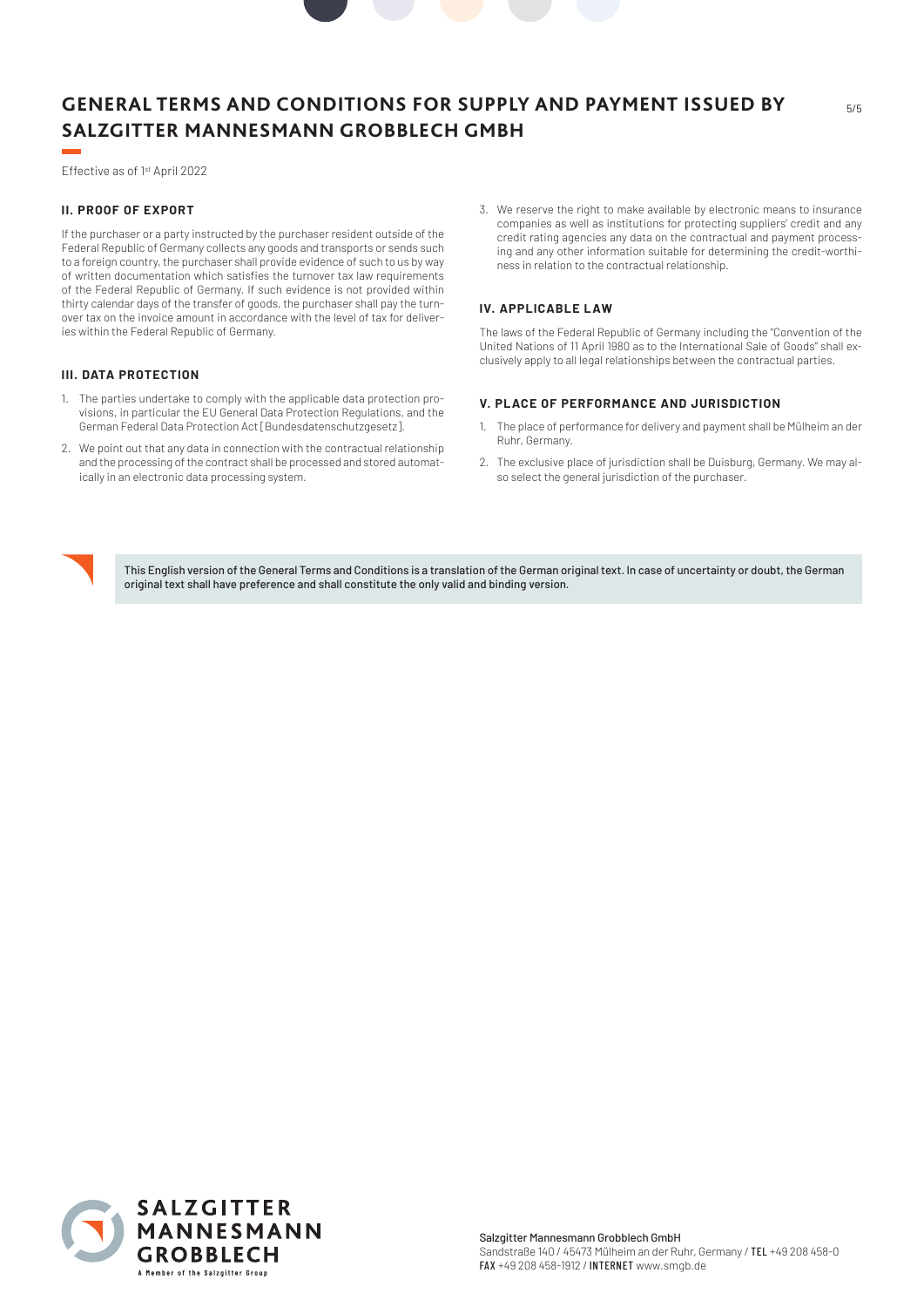# GENERAL TERMS AND CONDITIONS FOR SUPPLY AND PAYMENT ISSUED BY SALZGITTER MANNESMANN GROBBLECH GMBH

Effective as of 1st April 2022

## II. PROOF OF EXPORT

If the purchaser or a party instructed by the purchaser resident outside of the Federal Republic of Germany collects any goods and transports or sends such to a foreign country, the purchaser shall provide evidence of such to us by way of written documentation which satisfies the turnover tax law requirements of the Federal Republic of Germany. If such evidence is not provided within thirty calendar days of the transfer of goods, the purchaser shall pay the turnover tax on the invoice amount in accordance with the level of tax for deliveries within the Federal Republic of Germany.

## III. DATA PROTECTION

1. The parties undertake to comply with the applicable data protection provisions, in particular the EU General Data Protection Regulations, and the German Federal Data Protection Act [Bundesdatenschutzgesetz].
2. We point out that any data in connection with the contractual relationship and the processing of the contract shall be processed and stored automatically in an electronic data processing system.
3. We reserve the right to make available by electronic means to insurance companies as well as institutions for protecting suppliers' credit and any credit rating agencies any data on the contractual and payment processing and any other information suitable for determining the credit-worthiness in relation to the contractual relationship.

## IV. APPLICABLE LAW

The laws of the Federal Republic of Germany including the "Convention of the United Nations of 11 April 1980 as to the International Sale of Goods" shall exclusively apply to all legal relationships between the contractual parties.

## V. PLACE OF PERFORMANCE AND JURISDICTION

1. The place of performance for delivery and payment shall be Mülheim an der Ruhr, Germany.
2. The exclusive place of jurisdiction shall be Duisburg, Germany. We may also select the general jurisdiction of the purchaser.

This English version of the General Terms and Conditions is a translation of the German original text. In case of uncertainty or doubt, the German original text shall have preference and shall constitute the only valid and binding version.

SALZGITTER MANNESMANN GROBBLECH
A Member of the Salzgitter Group

Salzgitter Mannesmann Grobblech GmbH
Sandstraße 140 / 45473 Mülheim an der Ruhr, Germany / TEL +49 208 458-0
FAX +49 208 458-1912 / INTERNET www.smgb.de